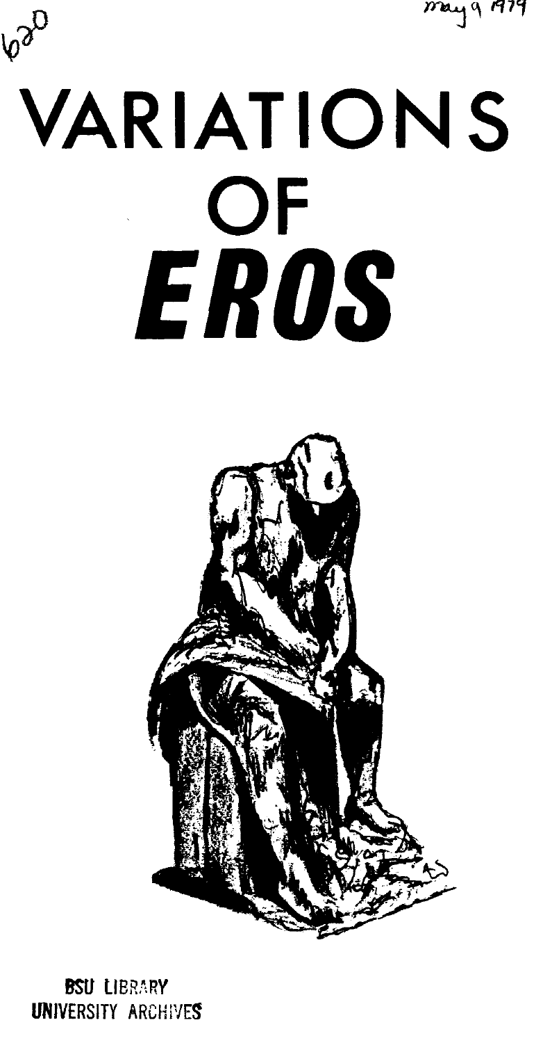620

May 9 1979

# VARIATIONS OF *EROS*

BSU LIBRARY
UNIVERSITY ARCHIVES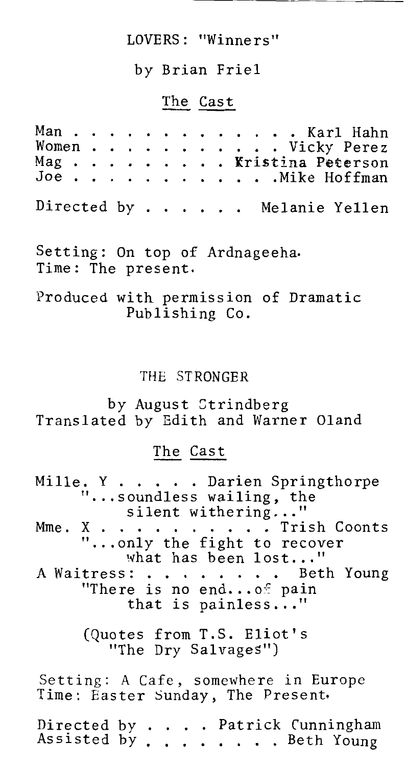## LOVERS: "Winners"

by Brian Friel

### The Cast

Man . . . . . . . . . . . . . . Karl Hahn
Women . . . . . . . . . . . Vicky Perez
Mag . . . . . . . . . . Kristina Peterson
Joe . . . . . . . . . . . . .Mike Hoffman

Directed by . . . . . . Melanie Yellen

Setting: On top of Ardnageeha.
Time: The present.

Produced with permission of Dramatic Publishing Co.

## THE STRONGER

by August Strindberg
Translated by Edith and Warner Oland

### The Cast

Mille. Y . . . . . Darien Springthorpe
"...soundless wailing, the silent withering..."
Mme. X . . . . . . . . . . . Trish Coonts
"...only the fight to recover what has been lost..."
A Waitress: . . . . . . . . Beth Young
"There is no end...of pain that is painless..."

(Quotes from T.S. Eliot's "The Dry Salvages")

Setting: A Cafe, somewhere in Europe
Time: Easter Sunday, The Present.

Directed by . . . . Patrick Cunningham
Assisted by . . . . . . . . Beth Young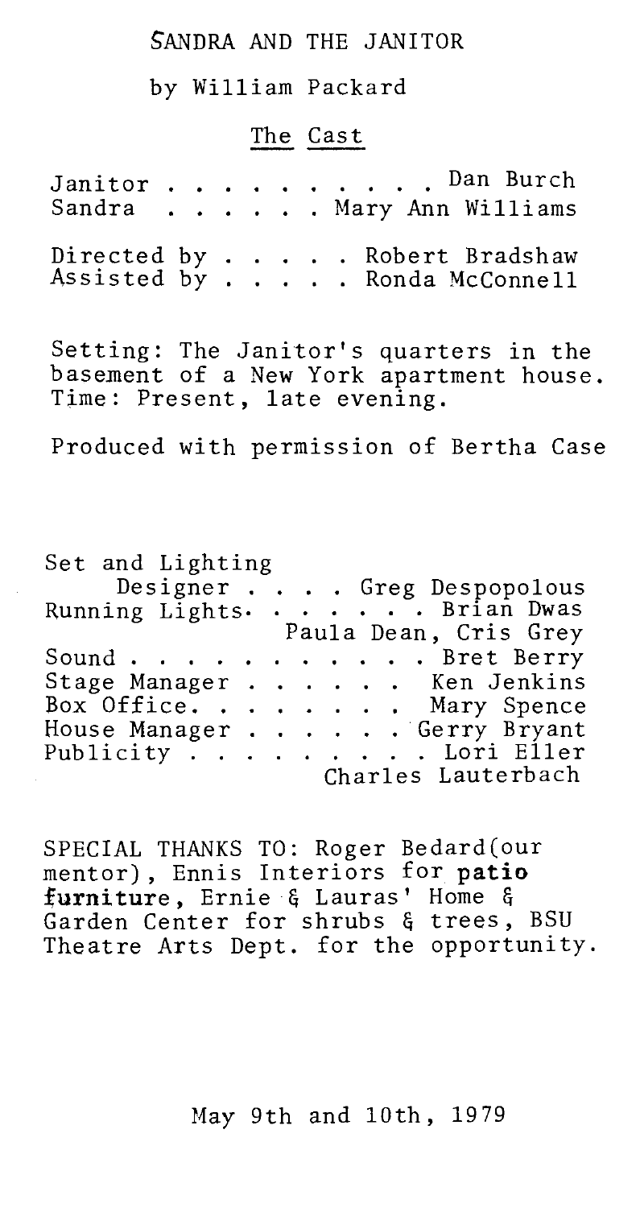# SANDRA AND THE JANITOR

by William Packard

## The Cast

Janitor . . . . . . . . . . Dan Burch
Sandra . . . . . . Mary Ann Williams

Directed by . . . . . Robert Bradshaw
Assisted by . . . . . Ronda McConnell

Setting: The Janitor's quarters in the basement of a New York apartment house.
Time: Present, late evening.

Produced with permission of Bertha Case

Set and Lighting
Designer . . . . Greg Despopolous
Running Lights. . . . . . . Brian Dwas
Paula Dean, Cris Grey
Sound . . . . . . . . . . . Bret Berry
Stage Manager . . . . . . Ken Jenkins
Box Office. . . . . . . . Mary Spence
House Manager . . . . . . Gerry Bryant
Publicity . . . . . . . . . Lori Eller
Charles Lauterbach

SPECIAL THANKS TO: Roger Bedard(our mentor), Ennis Interiors for **patio furniture**, Ernie & Lauras' Home & Garden Center for shrubs & trees, BSU Theatre Arts Dept. for the opportunity.

May 9th and 10th, 1979